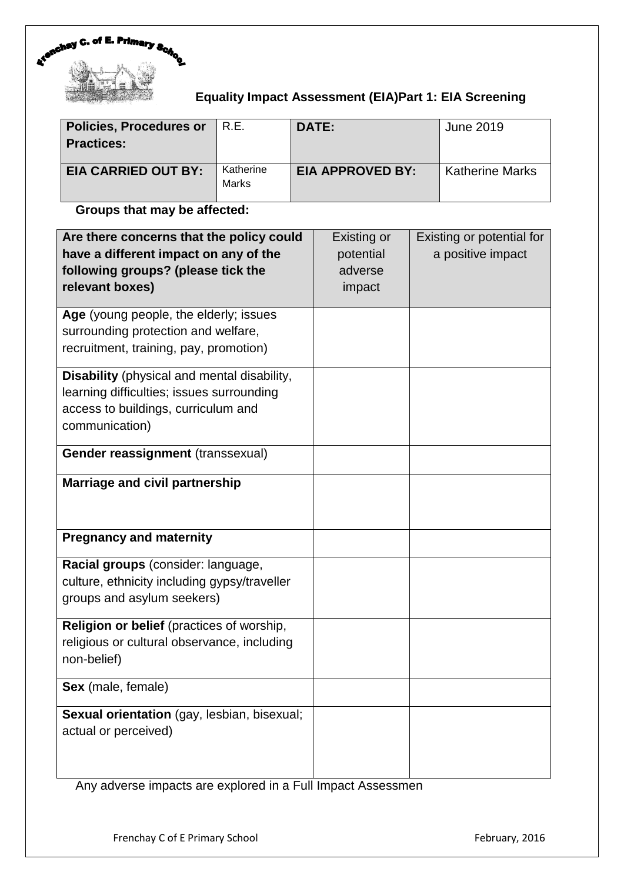Frenchay C. of E. Primary School

## Equality Impact Assessment (EIA)Part 1: EIA Screening

| **Policies, Procedures or Practices:** | R.E. | **DATE:** | June 2019 |
|---|---|---|---|
| **EIA CARRIED OUT BY:** | Katherine Marks | **EIA APPROVED BY:** | Katherine Marks |

**Groups that may be affected:**

| **Are there concerns that the policy could have a different impact on any of the following groups? (please tick the relevant boxes)** | Existing or potential adverse impact | Existing or potential for a positive impact |
|---|---|---|
| **Age** (young people, the elderly; issues surrounding protection and welfare, recruitment, training, pay, promotion) | | |
| **Disability** (physical and mental disability, learning difficulties; issues surrounding access to buildings, curriculum and communication) | | |
| **Gender reassignment** (transsexual) | | |
| **Marriage and civil partnership** | | |
| **Pregnancy and maternity** | | |
| **Racial groups** (consider: language, culture, ethnicity including gypsy/traveller groups and asylum seekers) | | |
| **Religion or belief** (practices of worship, religious or cultural observance, including non-belief) | | |
| **Sex** (male, female) | | |
| **Sexual orientation** (gay, lesbian, bisexual; actual or perceived) | | |

Any adverse impacts are explored in a Full Impact Assessmen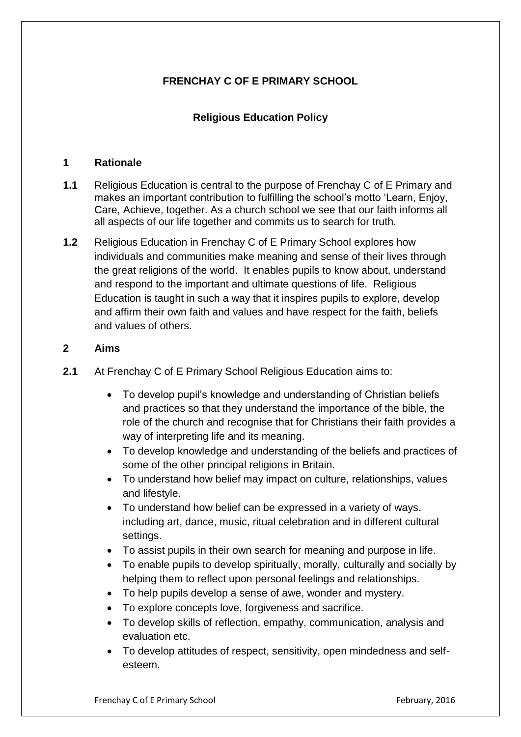**FRENCHAY C OF E PRIMARY SCHOOL**

**Religious Education Policy**

## 1 Rationale

**1.1** Religious Education is central to the purpose of Frenchay C of E Primary and makes an important contribution to fulfilling the school's motto 'Learn, Enjoy, Care, Achieve, together. As a church school we see that our faith informs all all aspects of our life together and commits us to search for truth.

**1.2** Religious Education in Frenchay C of E Primary School explores how individuals and communities make meaning and sense of their lives through the great religions of the world. It enables pupils to know about, understand and respond to the important and ultimate questions of life. Religious Education is taught in such a way that it inspires pupils to explore, develop and affirm their own faith and values and have respect for the faith, beliefs and values of others.

## 2 Aims

**2.1** At Frenchay C of E Primary School Religious Education aims to:

- To develop pupil's knowledge and understanding of Christian beliefs and practices so that they understand the importance of the bible, the role of the church and recognise that for Christians their faith provides a way of interpreting life and its meaning.
- To develop knowledge and understanding of the beliefs and practices of some of the other principal religions in Britain.
- To understand how belief may impact on culture, relationships, values and lifestyle.
- To understand how belief can be expressed in a variety of ways. including art, dance, music, ritual celebration and in different cultural settings.
- To assist pupils in their own search for meaning and purpose in life.
- To enable pupils to develop spiritually, morally, culturally and socially by helping them to reflect upon personal feelings and relationships.
- To help pupils develop a sense of awe, wonder and mystery.
- To explore concepts love, forgiveness and sacrifice.
- To develop skills of reflection, empathy, communication, analysis and evaluation etc.
- To develop attitudes of respect, sensitivity, open mindedness and self-esteem.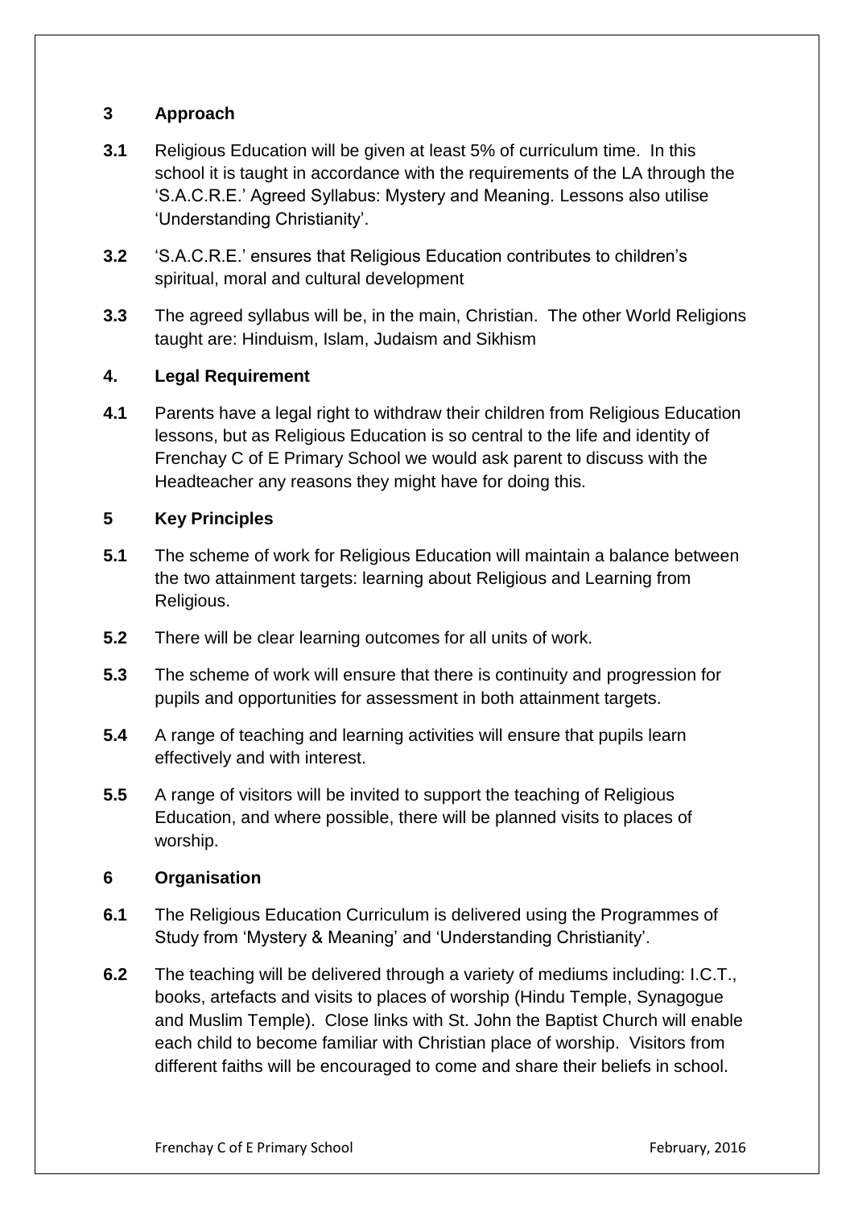## 3 Approach

**3.1** Religious Education will be given at least 5% of curriculum time. In this school it is taught in accordance with the requirements of the LA through the 'S.A.C.R.E.' Agreed Syllabus: Mystery and Meaning. Lessons also utilise 'Understanding Christianity'.

**3.2** 'S.A.C.R.E.' ensures that Religious Education contributes to children's spiritual, moral and cultural development

**3.3** The agreed syllabus will be, in the main, Christian. The other World Religions taught are: Hinduism, Islam, Judaism and Sikhism

## 4. Legal Requirement

**4.1** Parents have a legal right to withdraw their children from Religious Education lessons, but as Religious Education is so central to the life and identity of Frenchay C of E Primary School we would ask parent to discuss with the Headteacher any reasons they might have for doing this.

## 5 Key Principles

**5.1** The scheme of work for Religious Education will maintain a balance between the two attainment targets: learning about Religious and Learning from Religious.

**5.2** There will be clear learning outcomes for all units of work.

**5.3** The scheme of work will ensure that there is continuity and progression for pupils and opportunities for assessment in both attainment targets.

**5.4** A range of teaching and learning activities will ensure that pupils learn effectively and with interest.

**5.5** A range of visitors will be invited to support the teaching of Religious Education, and where possible, there will be planned visits to places of worship.

## 6 Organisation

**6.1** The Religious Education Curriculum is delivered using the Programmes of Study from 'Mystery & Meaning' and 'Understanding Christianity'.

**6.2** The teaching will be delivered through a variety of mediums including: I.C.T., books, artefacts and visits to places of worship (Hindu Temple, Synagogue and Muslim Temple). Close links with St. John the Baptist Church will enable each child to become familiar with Christian place of worship. Visitors from different faiths will be encouraged to come and share their beliefs in school.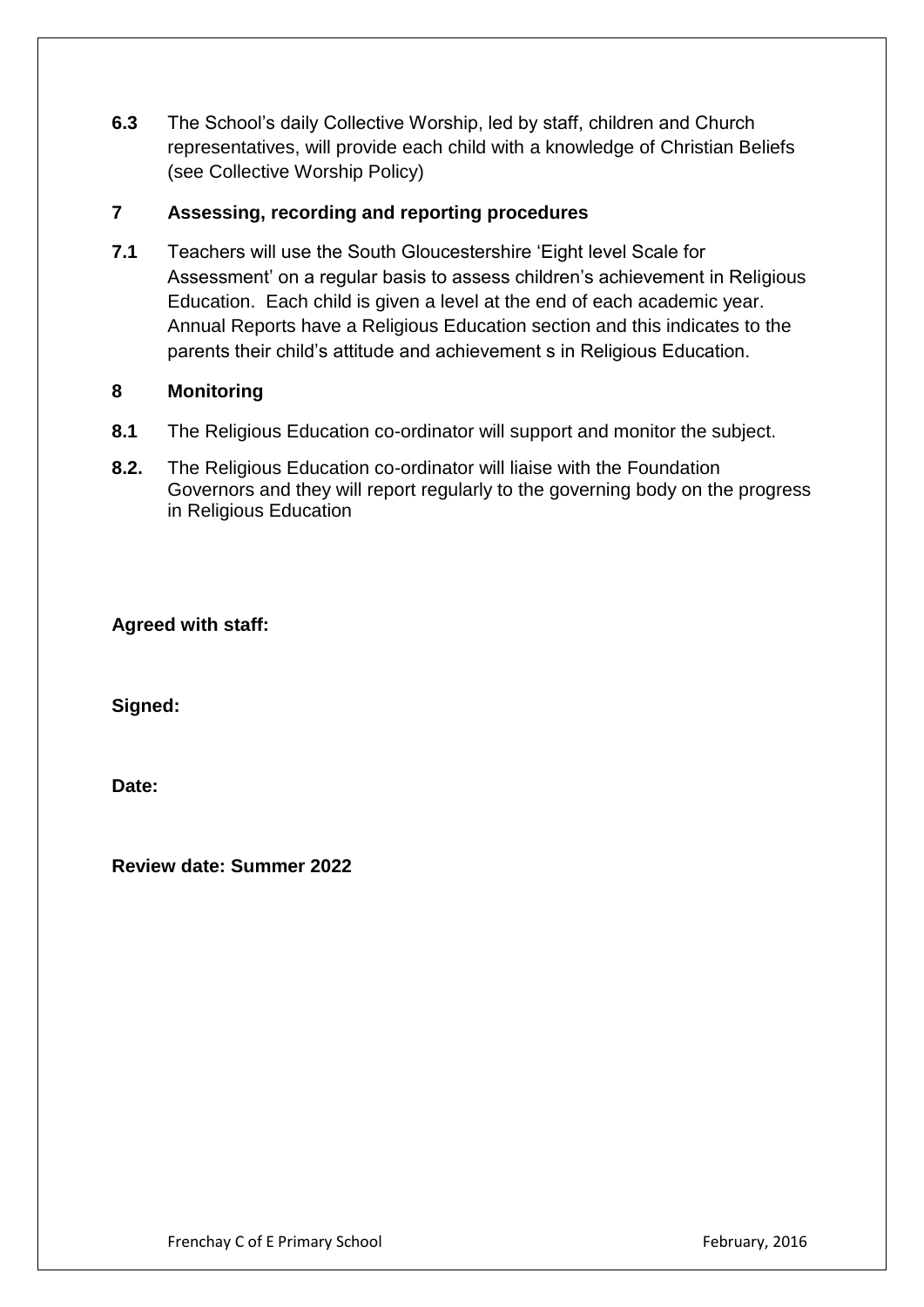**6.3** The School's daily Collective Worship, led by staff, children and Church representatives, will provide each child with a knowledge of Christian Beliefs (see Collective Worship Policy)

## 7 Assessing, recording and reporting procedures

**7.1** Teachers will use the South Gloucestershire 'Eight level Scale for Assessment' on a regular basis to assess children's achievement in Religious Education. Each child is given a level at the end of each academic year. Annual Reports have a Religious Education section and this indicates to the parents their child's attitude and achievement s in Religious Education.

## 8 Monitoring

**8.1** The Religious Education co-ordinator will support and monitor the subject.

**8.2.** The Religious Education co-ordinator will liaise with the Foundation Governors and they will report regularly to the governing body on the progress in Religious Education

**Agreed with staff:**

**Signed:**

**Date:**

**Review date: Summer 2022**